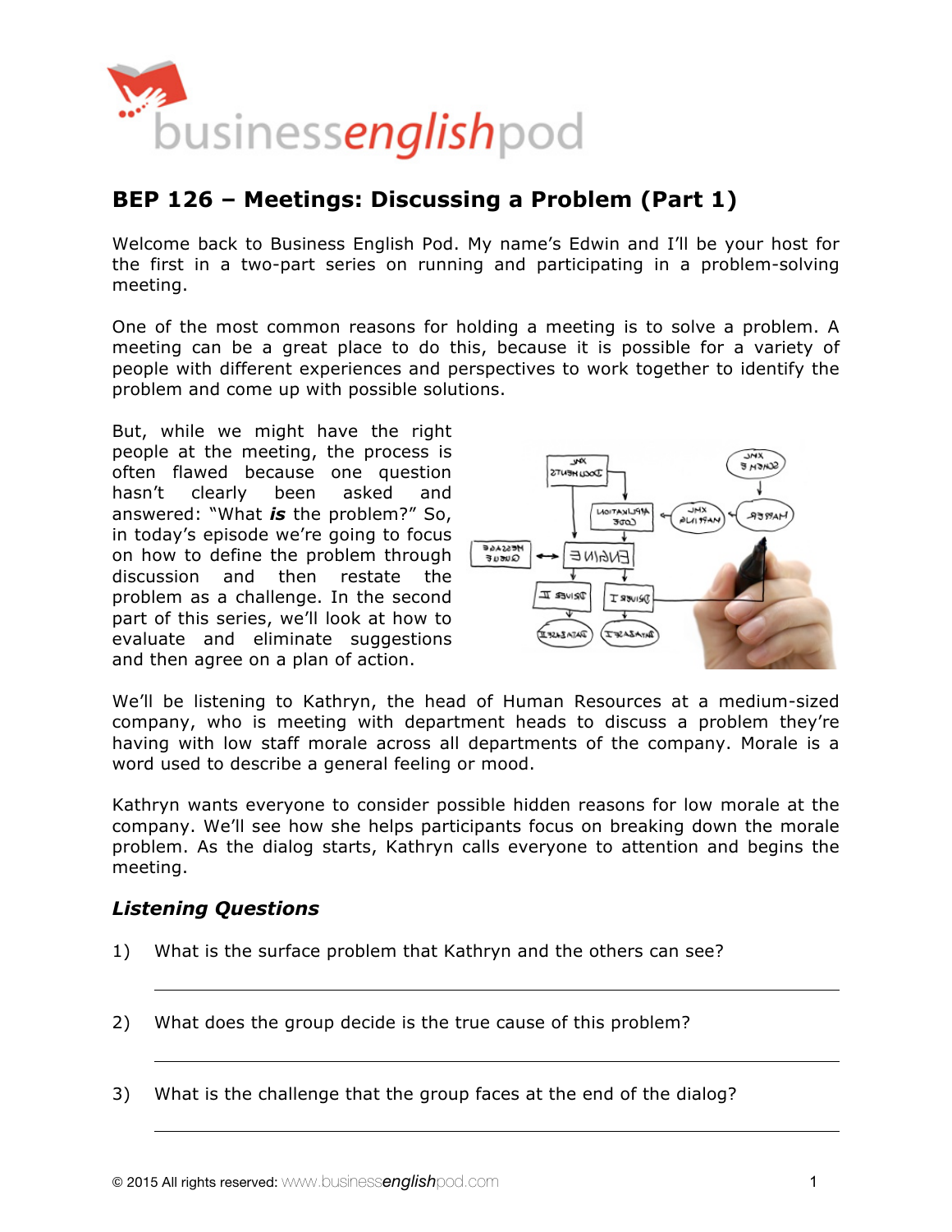# BEP 126 – Meetings: Discussing a Problem (Part 1)

Welcome back to Business English Pod. My name's Edwin and I'll be your host for the first in a two-part series on running and participating in a problem-solving meeting.

One of the most common reasons for holding a meeting is to solve a problem. A meeting can be a great place to do this, because it is possible for a variety of people with different experiences and perspectives to work together to identify the problem and come up with possible solutions.

But, while we might have the right people at the meeting, the process is often flawed because one question hasn't clearly been asked and answered: "What ***is*** the problem?" So, in today's episode we're going to focus on how to define the problem through discussion and then restate the problem as a challenge. In the second part of this series, we'll look at how to evaluate and eliminate suggestions and then agree on a plan of action.

We'll be listening to Kathryn, the head of Human Resources at a medium-sized company, who is meeting with department heads to discuss a problem they're having with low staff morale across all departments of the company. Morale is a word used to describe a general feeling or mood.

Kathryn wants everyone to consider possible hidden reasons for low morale at the company. We'll see how she helps participants focus on breaking down the morale problem. As the dialog starts, Kathryn calls everyone to attention and begins the meeting.

## *Listening Questions*

1) What is the surface problem that Kathryn and the others can see?

_______________________________________________

2) What does the group decide is the true cause of this problem?

_______________________________________________

3) What is the challenge that the group faces at the end of the dialog?

_______________________________________________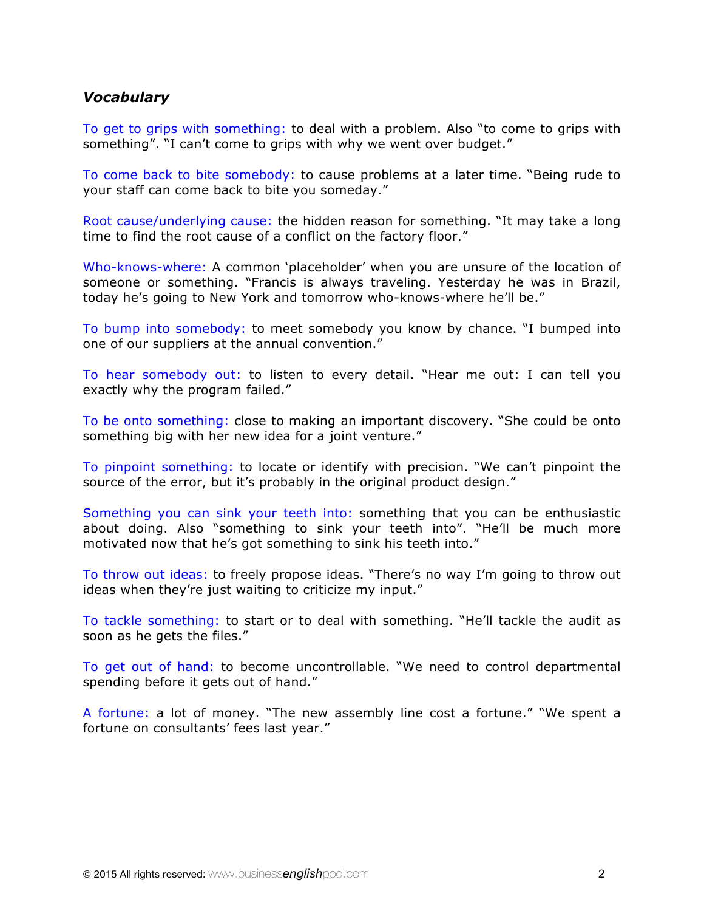### *Vocabulary*

To get to grips with something: to deal with a problem. Also "to come to grips with something". "I can't come to grips with why we went over budget."

To come back to bite somebody: to cause problems at a later time. "Being rude to your staff can come back to bite you someday."

Root cause/underlying cause: the hidden reason for something. "It may take a long time to find the root cause of a conflict on the factory floor."

Who-knows-where: A common 'placeholder' when you are unsure of the location of someone or something. "Francis is always traveling. Yesterday he was in Brazil, today he's going to New York and tomorrow who-knows-where he'll be."

To bump into somebody: to meet somebody you know by chance. "I bumped into one of our suppliers at the annual convention."

To hear somebody out: to listen to every detail. "Hear me out: I can tell you exactly why the program failed."

To be onto something: close to making an important discovery. "She could be onto something big with her new idea for a joint venture."

To pinpoint something: to locate or identify with precision. "We can't pinpoint the source of the error, but it's probably in the original product design."

Something you can sink your teeth into: something that you can be enthusiastic about doing. Also "something to sink your teeth into". "He'll be much more motivated now that he's got something to sink his teeth into."

To throw out ideas: to freely propose ideas. "There's no way I'm going to throw out ideas when they're just waiting to criticize my input."

To tackle something: to start or to deal with something. "He'll tackle the audit as soon as he gets the files."

To get out of hand: to become uncontrollable. "We need to control departmental spending before it gets out of hand."

A fortune: a lot of money. "The new assembly line cost a fortune." "We spent a fortune on consultants' fees last year."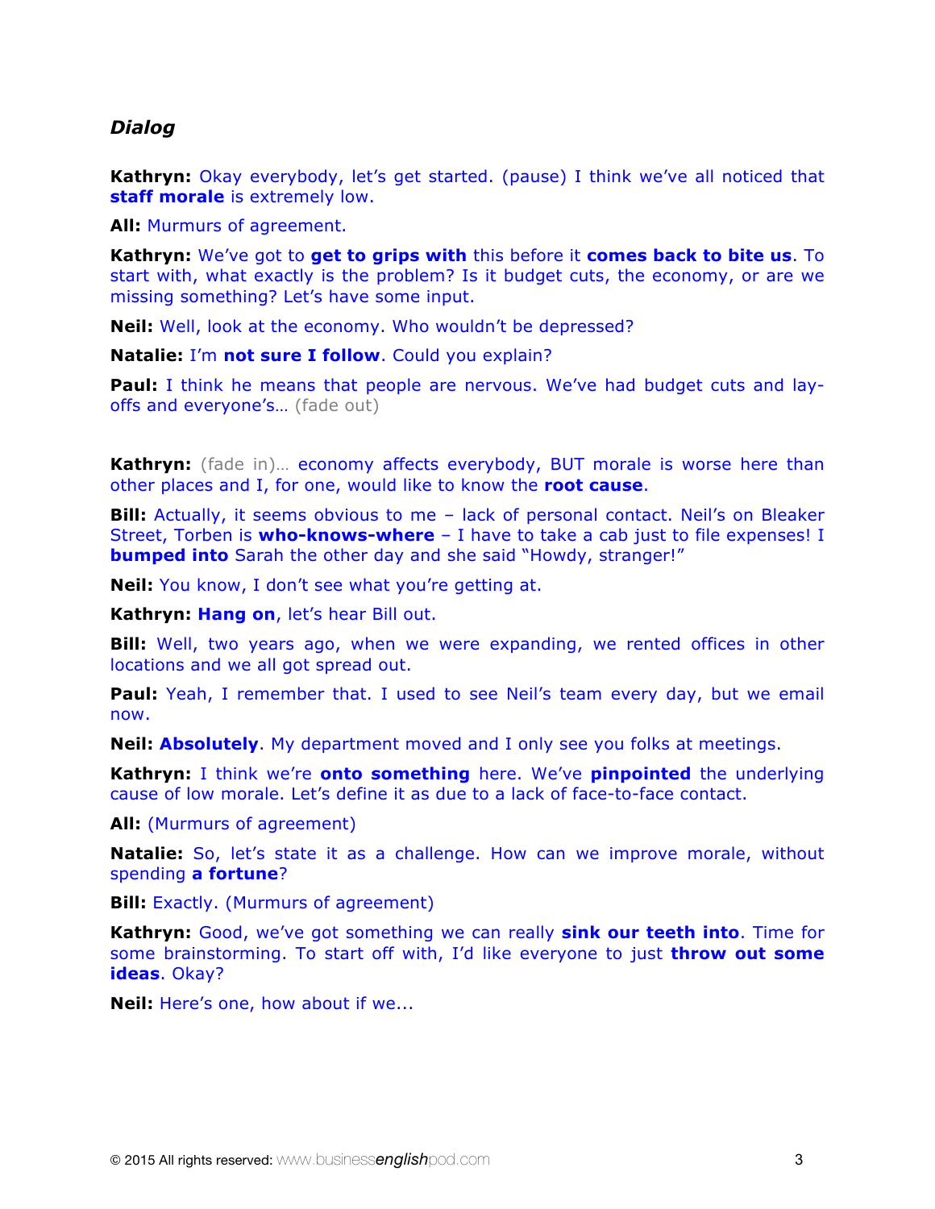### *Dialog*

**Kathryn:** Okay everybody, let's get started. (pause) I think we've all noticed that **staff morale** is extremely low.

**All:** Murmurs of agreement.

**Kathryn:** We've got to **get to grips with** this before it **comes back to bite us**. To start with, what exactly is the problem? Is it budget cuts, the economy, or are we missing something? Let's have some input.

**Neil:** Well, look at the economy. Who wouldn't be depressed?

**Natalie:** I'm **not sure I follow**. Could you explain?

**Paul:** I think he means that people are nervous. We've had budget cuts and lay-offs and everyone's… (fade out)

**Kathryn:** (fade in)… economy affects everybody, BUT morale is worse here than other places and I, for one, would like to know the **root cause**.

**Bill:** Actually, it seems obvious to me – lack of personal contact. Neil's on Bleaker Street, Torben is **who-knows-where** – I have to take a cab just to file expenses! I **bumped into** Sarah the other day and she said "Howdy, stranger!"

**Neil:** You know, I don't see what you're getting at.

**Kathryn:** **Hang on**, let's hear Bill out.

**Bill:** Well, two years ago, when we were expanding, we rented offices in other locations and we all got spread out.

**Paul:** Yeah, I remember that. I used to see Neil's team every day, but we email now.

**Neil:** **Absolutely**. My department moved and I only see you folks at meetings.

**Kathryn:** I think we're **onto something** here. We've **pinpointed** the underlying cause of low morale. Let's define it as due to a lack of face-to-face contact.

**All:** (Murmurs of agreement)

**Natalie:** So, let's state it as a challenge. How can we improve morale, without spending **a fortune**?

**Bill:** Exactly. (Murmurs of agreement)

**Kathryn:** Good, we've got something we can really **sink our teeth into**. Time for some brainstorming. To start off with, I'd like everyone to just **throw out some ideas**. Okay?

**Neil:** Here's one, how about if we...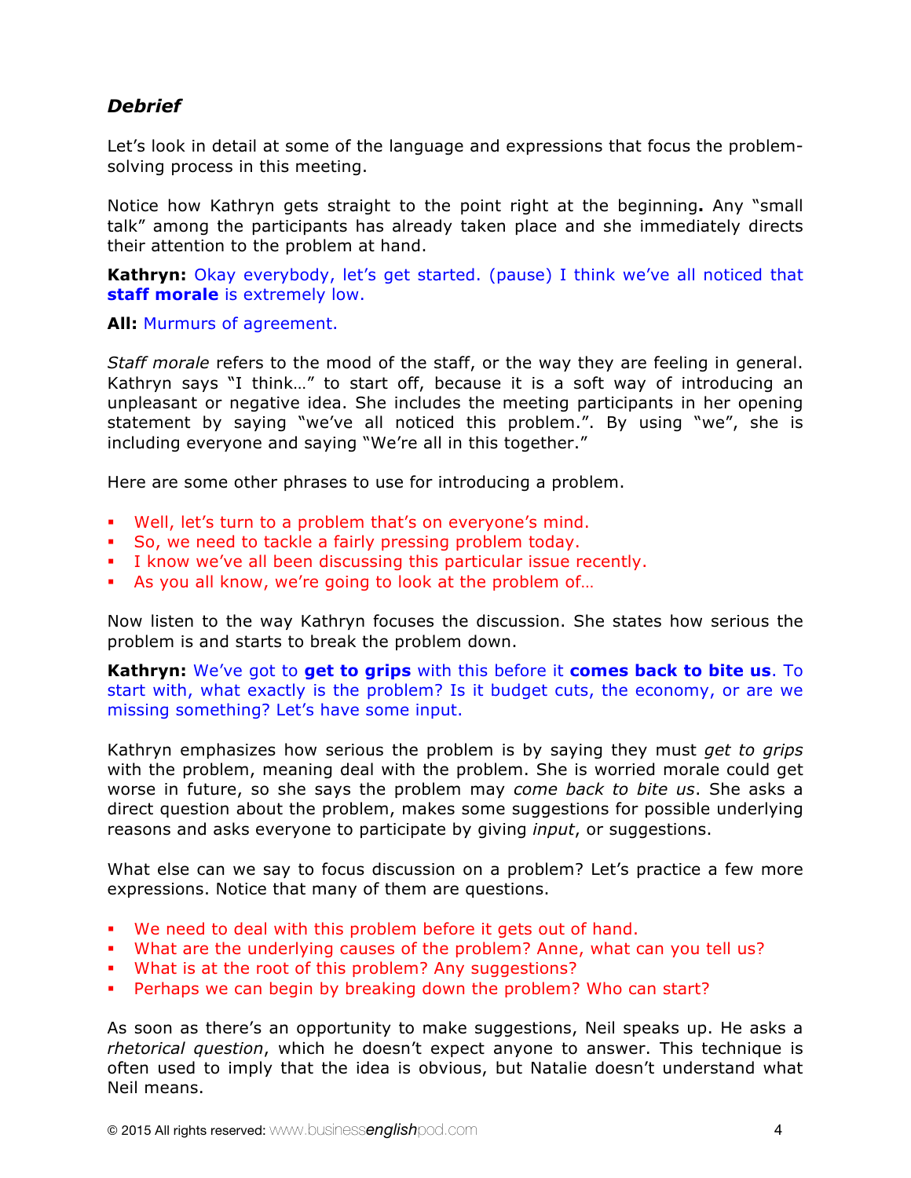### *Debrief*

Let's look in detail at some of the language and expressions that focus the problem-solving process in this meeting.

Notice how Kathryn gets straight to the point right at the beginning**.** Any "small talk" among the participants has already taken place and she immediately directs their attention to the problem at hand.

**Kathryn:** Okay everybody, let's get started. (pause) I think we've all noticed that **staff morale** is extremely low.

**All:** Murmurs of agreement.

*Staff morale* refers to the mood of the staff, or the way they are feeling in general. Kathryn says "I think…" to start off, because it is a soft way of introducing an unpleasant or negative idea. She includes the meeting participants in her opening statement by saying "we've all noticed this problem.". By using "we", she is including everyone and saying "We're all in this together."

Here are some other phrases to use for introducing a problem.

- Well, let's turn to a problem that's on everyone's mind.
- So, we need to tackle a fairly pressing problem today.
- I know we've all been discussing this particular issue recently.
- As you all know, we're going to look at the problem of…

Now listen to the way Kathryn focuses the discussion. She states how serious the problem is and starts to break the problem down.

**Kathryn:** We've got to **get to grips** with this before it **comes back to bite us**. To start with, what exactly is the problem? Is it budget cuts, the economy, or are we missing something? Let's have some input.

Kathryn emphasizes how serious the problem is by saying they must *get to grips* with the problem, meaning deal with the problem. She is worried morale could get worse in future, so she says the problem may *come back to bite us*. She asks a direct question about the problem, makes some suggestions for possible underlying reasons and asks everyone to participate by giving *input*, or suggestions.

What else can we say to focus discussion on a problem? Let's practice a few more expressions. Notice that many of them are questions.

- We need to deal with this problem before it gets out of hand.
- What are the underlying causes of the problem? Anne, what can you tell us?
- What is at the root of this problem? Any suggestions?
- Perhaps we can begin by breaking down the problem? Who can start?

As soon as there's an opportunity to make suggestions, Neil speaks up. He asks a *rhetorical question*, which he doesn't expect anyone to answer. This technique is often used to imply that the idea is obvious, but Natalie doesn't understand what Neil means.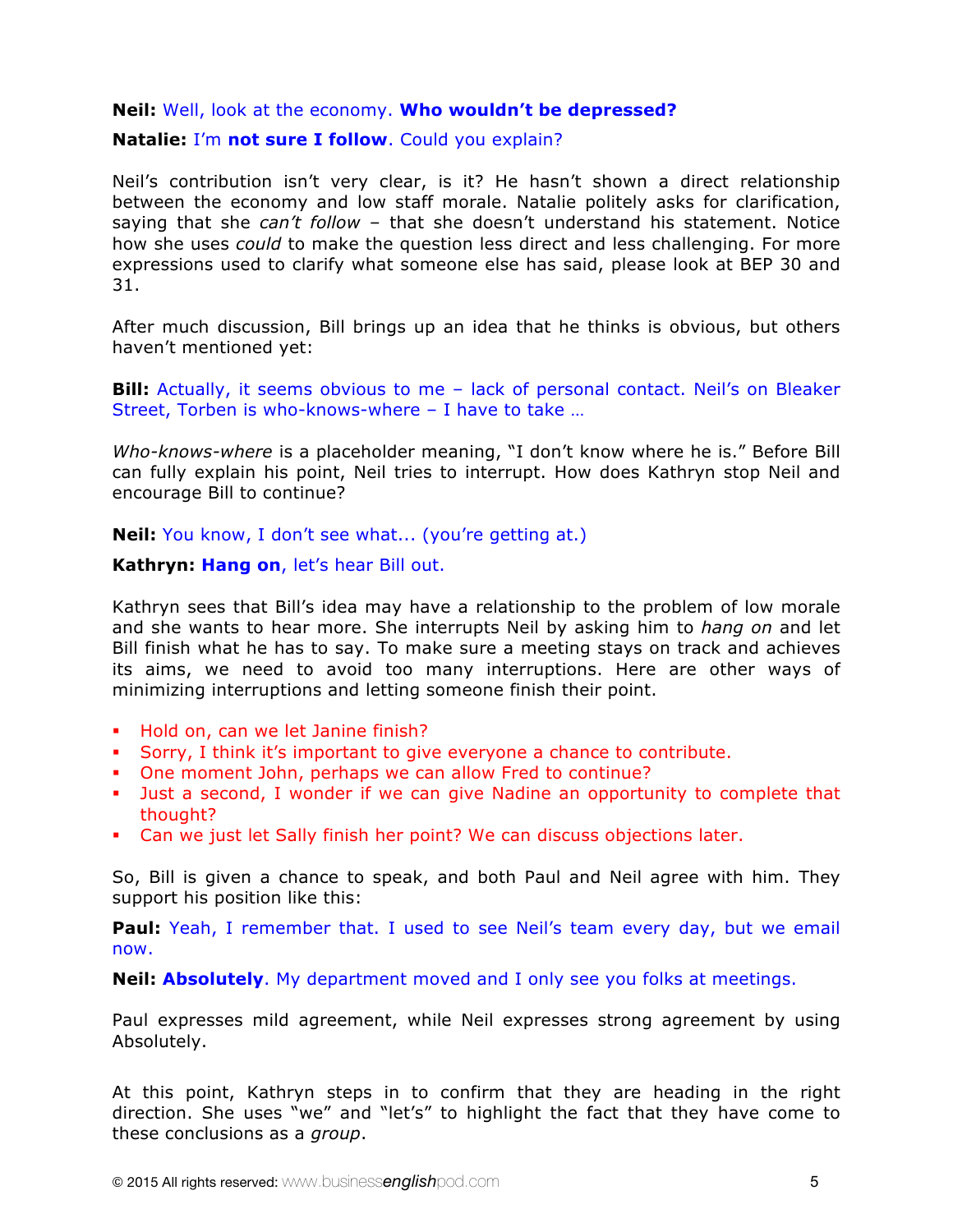**Neil:** Well, look at the economy. **Who wouldn't be depressed?**

**Natalie:** I'm **not sure I follow**. Could you explain?

Neil's contribution isn't very clear, is it? He hasn't shown a direct relationship between the economy and low staff morale. Natalie politely asks for clarification, saying that she *can't follow* – that she doesn't understand his statement. Notice how she uses *could* to make the question less direct and less challenging. For more expressions used to clarify what someone else has said, please look at BEP 30 and 31.

After much discussion, Bill brings up an idea that he thinks is obvious, but others haven't mentioned yet:

**Bill:** Actually, it seems obvious to me – lack of personal contact. Neil's on Bleaker Street, Torben is who-knows-where – I have to take …

*Who-knows-where* is a placeholder meaning, "I don't know where he is." Before Bill can fully explain his point, Neil tries to interrupt. How does Kathryn stop Neil and encourage Bill to continue?

**Neil:** You know, I don't see what... (you're getting at.)

**Kathryn:** **Hang on**, let's hear Bill out.

Kathryn sees that Bill's idea may have a relationship to the problem of low morale and she wants to hear more. She interrupts Neil by asking him to *hang on* and let Bill finish what he has to say. To make sure a meeting stays on track and achieves its aims, we need to avoid too many interruptions. Here are other ways of minimizing interruptions and letting someone finish their point.

- Hold on, can we let Janine finish?
- Sorry, I think it's important to give everyone a chance to contribute.
- One moment John, perhaps we can allow Fred to continue?
- Just a second, I wonder if we can give Nadine an opportunity to complete that thought?
- Can we just let Sally finish her point? We can discuss objections later.

So, Bill is given a chance to speak, and both Paul and Neil agree with him. They support his position like this:

**Paul:** Yeah, I remember that. I used to see Neil's team every day, but we email now.

**Neil:** **Absolutely**. My department moved and I only see you folks at meetings.

Paul expresses mild agreement, while Neil expresses strong agreement by using Absolutely.

At this point, Kathryn steps in to confirm that they are heading in the right direction. She uses "we" and "let's" to highlight the fact that they have come to these conclusions as a *group*.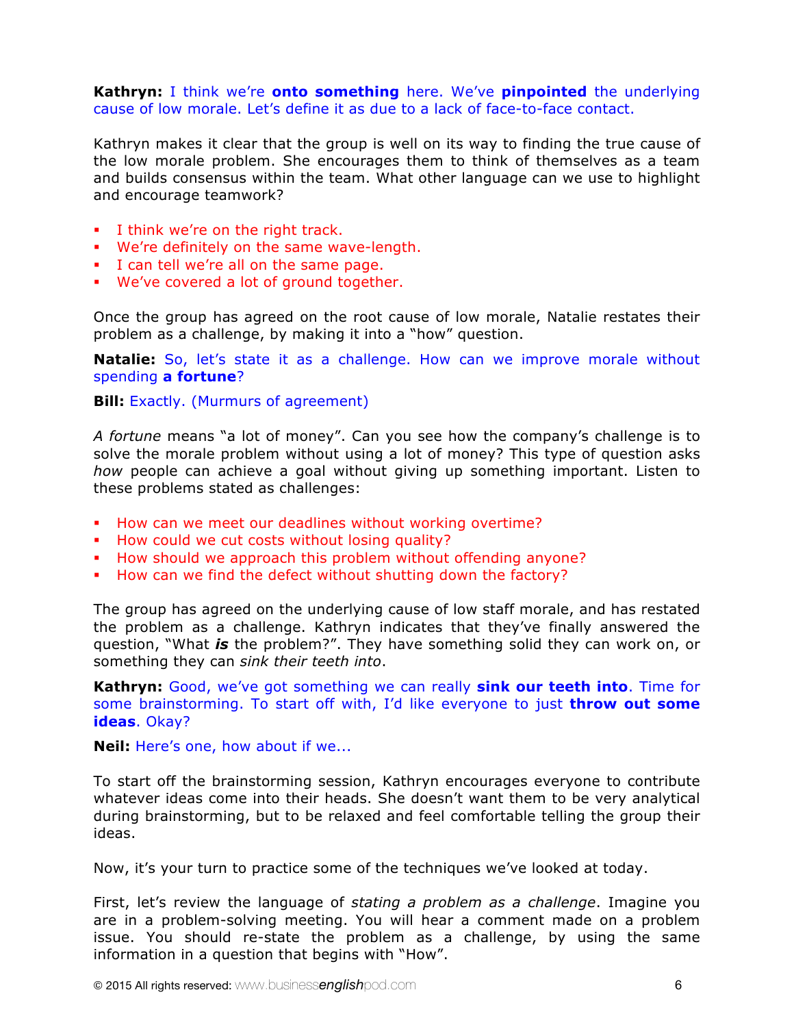**Kathryn:** I think we're **onto something** here. We've **pinpointed** the underlying cause of low morale. Let's define it as due to a lack of face-to-face contact.

Kathryn makes it clear that the group is well on its way to finding the true cause of the low morale problem. She encourages them to think of themselves as a team and builds consensus within the team. What other language can we use to highlight and encourage teamwork?

- I think we're on the right track.
- We're definitely on the same wave-length.
- I can tell we're all on the same page.
- We've covered a lot of ground together.

Once the group has agreed on the root cause of low morale, Natalie restates their problem as a challenge, by making it into a "how" question.

**Natalie:** So, let's state it as a challenge. How can we improve morale without spending **a fortune**?

**Bill:** Exactly. (Murmurs of agreement)

*A fortune* means "a lot of money". Can you see how the company's challenge is to solve the morale problem without using a lot of money? This type of question asks *how* people can achieve a goal without giving up something important. Listen to these problems stated as challenges:

- How can we meet our deadlines without working overtime?
- How could we cut costs without losing quality?
- How should we approach this problem without offending anyone?
- How can we find the defect without shutting down the factory?

The group has agreed on the underlying cause of low staff morale, and has restated the problem as a challenge. Kathryn indicates that they've finally answered the question, "What ***is*** the problem?". They have something solid they can work on, or something they can *sink their teeth into*.

**Kathryn:** Good, we've got something we can really **sink our teeth into**. Time for some brainstorming. To start off with, I'd like everyone to just **throw out some ideas**. Okay?

**Neil:** Here's one, how about if we...

To start off the brainstorming session, Kathryn encourages everyone to contribute whatever ideas come into their heads. She doesn't want them to be very analytical during brainstorming, but to be relaxed and feel comfortable telling the group their ideas.

Now, it's your turn to practice some of the techniques we've looked at today.

First, let's review the language of *stating a problem as a challenge*. Imagine you are in a problem-solving meeting. You will hear a comment made on a problem issue. You should re-state the problem as a challenge, by using the same information in a question that begins with "How".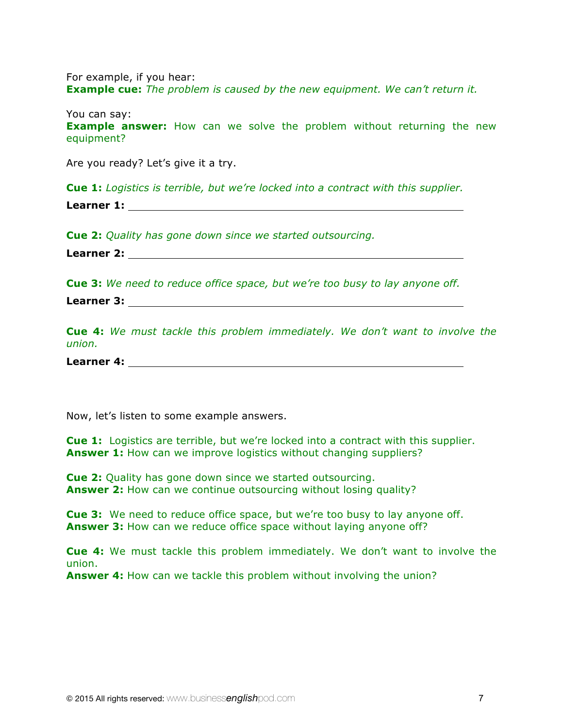For example, if you hear:
**Example cue:** *The problem is caused by the new equipment. We can't return it.*

You can say:
**Example answer:** How can we solve the problem without returning the new equipment?

Are you ready? Let's give it a try.

**Cue 1:** *Logistics is terrible, but we're locked into a contract with this supplier.*

**Learner 1:** ____________________________________________________________

**Cue 2:** *Quality has gone down since we started outsourcing.*

**Learner 2:** ____________________________________________________________

**Cue 3:** *We need to reduce office space, but we're too busy to lay anyone off.*

**Learner 3:** ____________________________________________________________

**Cue 4:** *We must tackle this problem immediately. We don't want to involve the union.*

**Learner 4:** ____________________________________________________________

Now, let's listen to some example answers.

**Cue 1:** Logistics are terrible, but we're locked into a contract with this supplier.
**Answer 1:** How can we improve logistics without changing suppliers?

**Cue 2:** Quality has gone down since we started outsourcing.
**Answer 2:** How can we continue outsourcing without losing quality?

**Cue 3:** We need to reduce office space, but we're too busy to lay anyone off.
**Answer 3:** How can we reduce office space without laying anyone off?

**Cue 4:** We must tackle this problem immediately. We don't want to involve the union.
**Answer 4:** How can we tackle this problem without involving the union?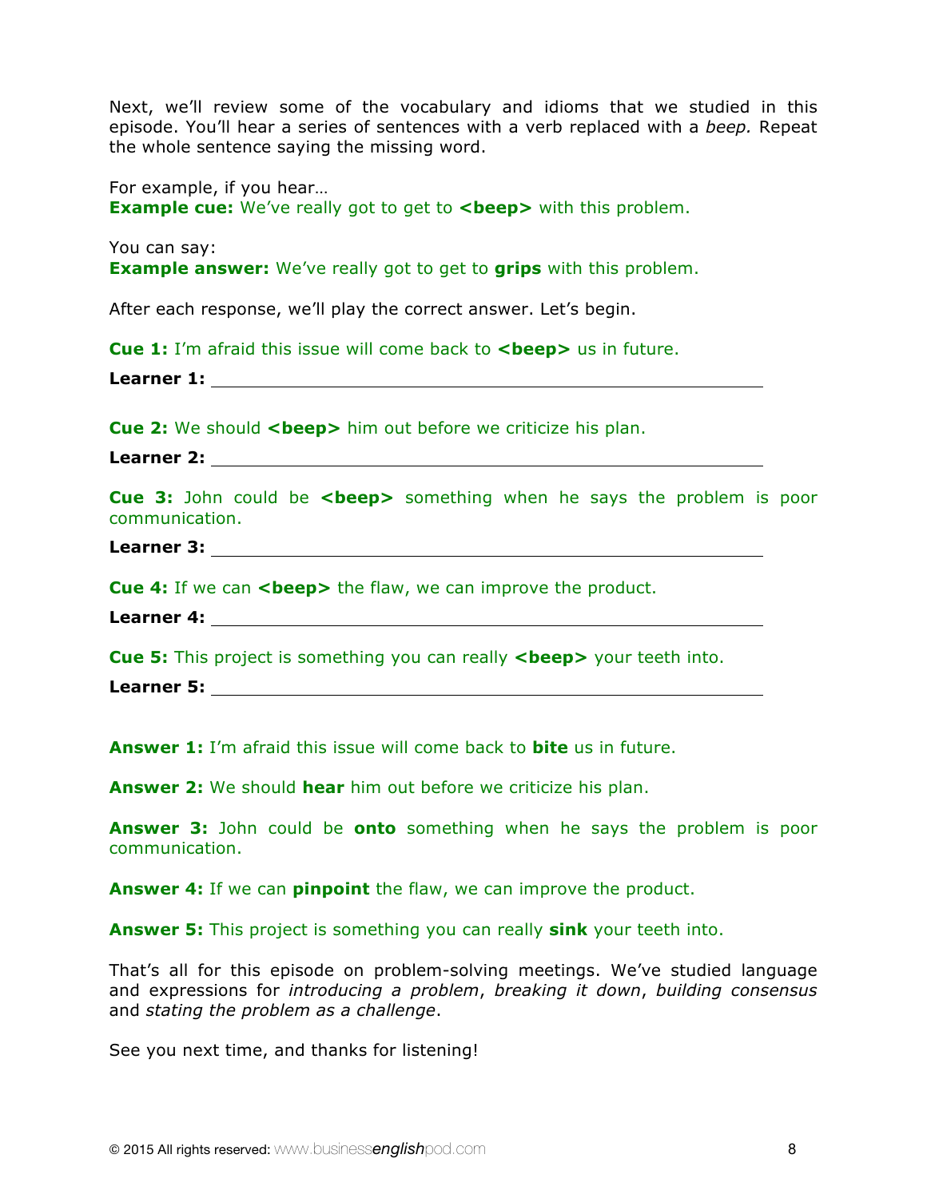Next, we'll review some of the vocabulary and idioms that we studied in this episode. You'll hear a series of sentences with a verb replaced with a *beep.* Repeat the whole sentence saying the missing word.

For example, if you hear…
**Example cue:** We've really got to get to **<beep>** with this problem.

You can say:
**Example answer:** We've really got to get to **grips** with this problem.

After each response, we'll play the correct answer. Let's begin.

**Cue 1:** I'm afraid this issue will come back to **<beep>** us in future.

**Learner 1:** ______________________________________________

**Cue 2:** We should **<beep>** him out before we criticize his plan.

**Learner 2:** ______________________________________________

**Cue 3:** John could be **<beep>** something when he says the problem is poor communication.

**Learner 3:** ______________________________________________

**Cue 4:** If we can **<beep>** the flaw, we can improve the product.

**Learner 4:** ______________________________________________

**Cue 5:** This project is something you can really **<beep>** your teeth into.

**Learner 5:** ______________________________________________

**Answer 1:** I'm afraid this issue will come back to **bite** us in future.

**Answer 2:** We should **hear** him out before we criticize his plan.

**Answer 3:** John could be **onto** something when he says the problem is poor communication.

**Answer 4:** If we can **pinpoint** the flaw, we can improve the product.

**Answer 5:** This project is something you can really **sink** your teeth into.

That's all for this episode on problem-solving meetings. We've studied language and expressions for *introducing a problem*, *breaking it down*, *building consensus* and *stating the problem as a challenge*.

See you next time, and thanks for listening!

© 2015 All rights reserved: www.businessenglishpod.com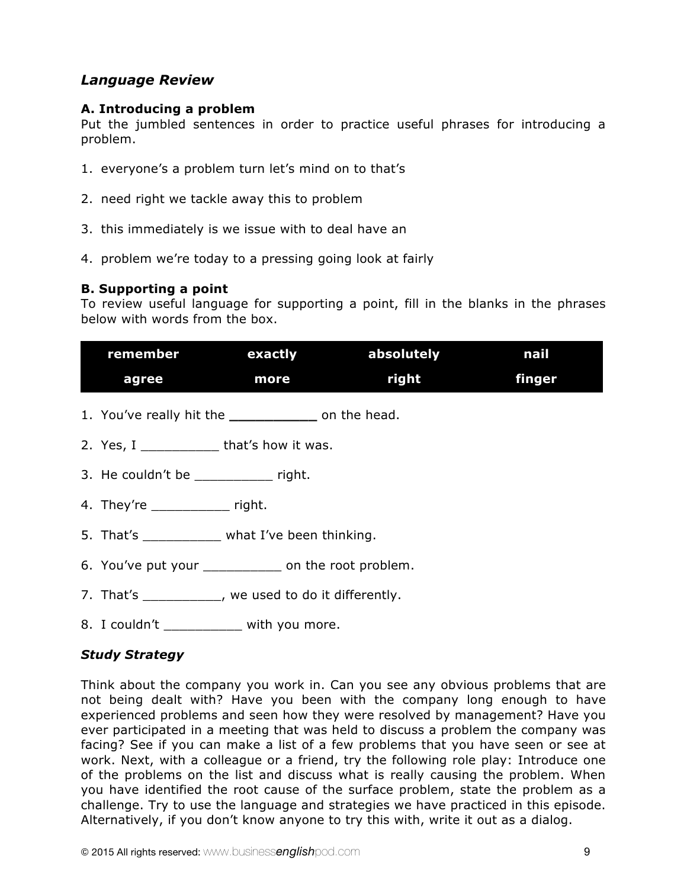## *Language Review*

### A. Introducing a problem

Put the jumbled sentences in order to practice useful phrases for introducing a problem.

1. everyone's a problem turn let's mind on to that's
2. need right we tackle away this to problem
3. this immediately is we issue with to deal have an
4. problem we're today to a pressing going look at fairly

### B. Supporting a point

To review useful language for supporting a point, fill in the blanks in the phrases below with words from the box.

| remember | exactly | absolutely | nail |
|---|---|---|---|
| agree | more | right | finger |

1. You've really hit the __________ on the head.
2. Yes, I __________ that's how it was.
3. He couldn't be __________ right.
4. They're __________ right.
5. That's __________ what I've been thinking.
6. You've put your __________ on the root problem.
7. That's __________, we used to do it differently.
8. I couldn't __________ with you more.

## *Study Strategy*

Think about the company you work in. Can you see any obvious problems that are not being dealt with? Have you been with the company long enough to have experienced problems and seen how they were resolved by management? Have you ever participated in a meeting that was held to discuss a problem the company was facing? See if you can make a list of a few problems that you have seen or see at work. Next, with a colleague or a friend, try the following role play: Introduce one of the problems on the list and discuss what is really causing the problem. When you have identified the root cause of the surface problem, state the problem as a challenge. Try to use the language and strategies we have practiced in this episode. Alternatively, if you don't know anyone to try this with, write it out as a dialog.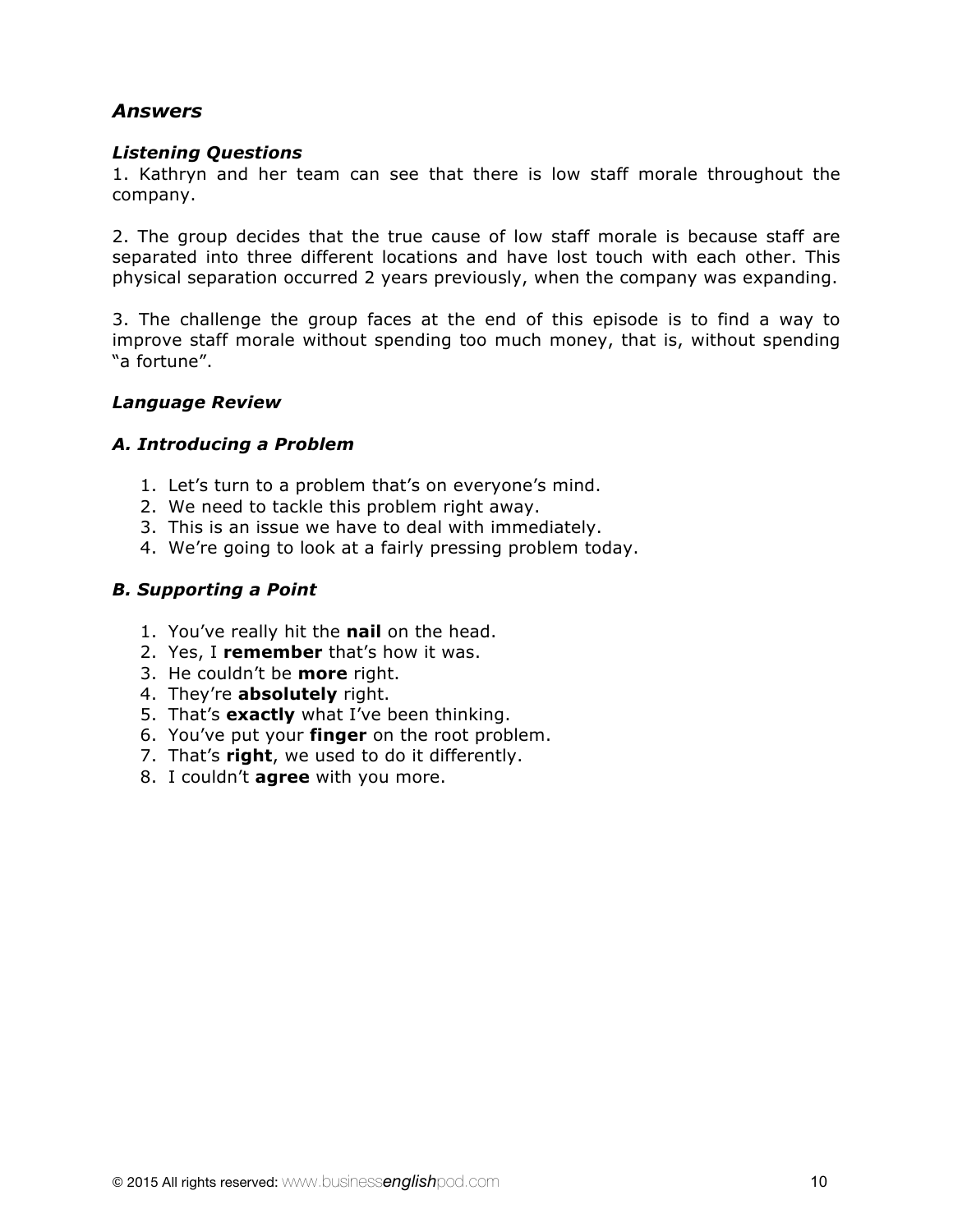## *Answers*

### *Listening Questions*

1. Kathryn and her team can see that there is low staff morale throughout the company.

2. The group decides that the true cause of low staff morale is because staff are separated into three different locations and have lost touch with each other. This physical separation occurred 2 years previously, when the company was expanding.

3. The challenge the group faces at the end of this episode is to find a way to improve staff morale without spending too much money, that is, without spending "a fortune".

### *Language Review*

### *A. Introducing a Problem*

1. Let's turn to a problem that's on everyone's mind.
2. We need to tackle this problem right away.
3. This is an issue we have to deal with immediately.
4. We're going to look at a fairly pressing problem today.

### *B. Supporting a Point*

1. You've really hit the **nail** on the head.
2. Yes, I **remember** that's how it was.
3. He couldn't be **more** right.
4. They're **absolutely** right.
5. That's **exactly** what I've been thinking.
6. You've put your **finger** on the root problem.
7. That's **right**, we used to do it differently.
8. I couldn't **agree** with you more.